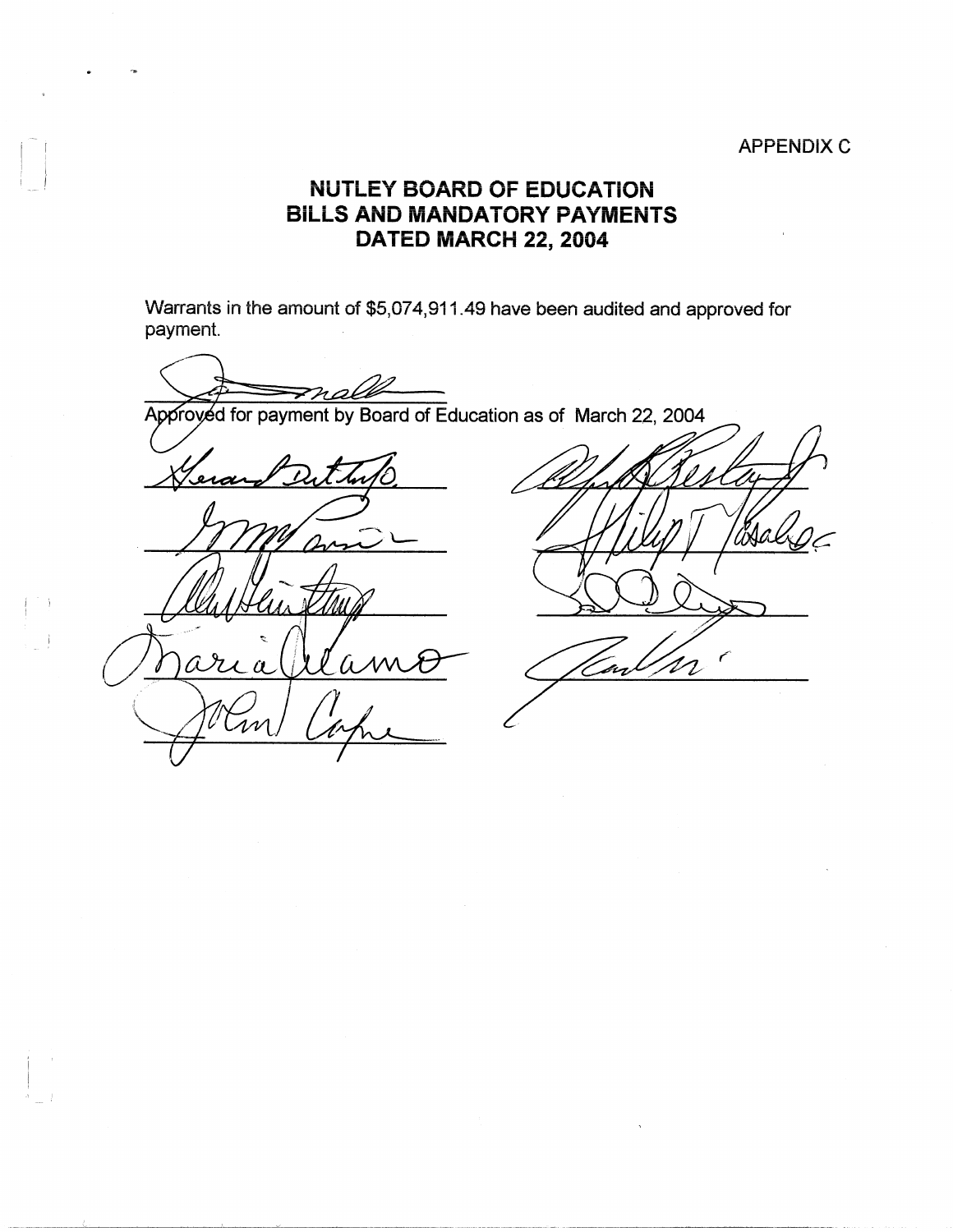APPENDIX C

# NUTLEY BOARD OF EDUCATION
# BILLS AND MANDATORY PAYMENTS
# DATED MARCH 22, 2004

Warrants in the amount of $5,074,911.49 have been audited and approved for payment.

Approved for payment by Board of Education as of March 22, 2004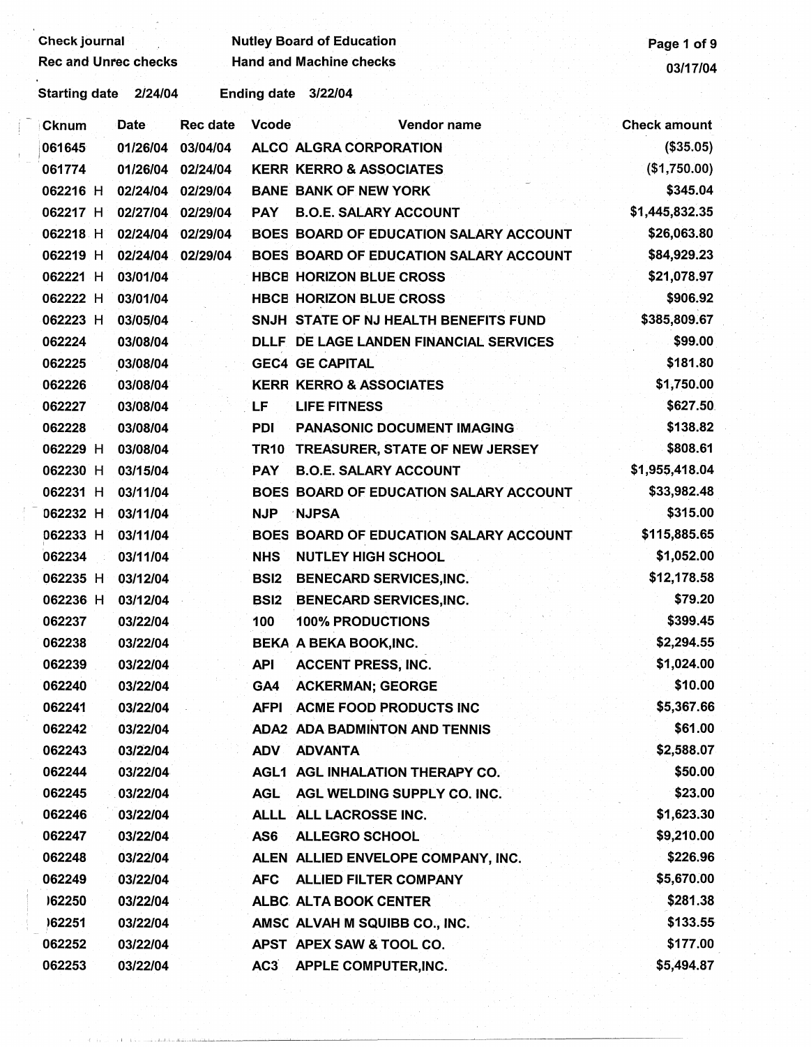Check journal | Nutley Board of Education
Rec and Unrec checks | Hand and Machine checks

03/17/04

Starting date 2/24/04 Ending date 3/22/04

| Cknum | Date | Rec date | Vcode | Vendor name | Check amount |
|---|---|---|---|---|---|
| 061645 | 01/26/04 | 03/04/04 | ALCO | ALGRA CORPORATION | ($35.05) |
| 061774 | 01/26/04 | 02/24/04 | KERR | KERRO & ASSOCIATES | ($1,750.00) |
| 062216 H | 02/24/04 | 02/29/04 | BANE | BANK OF NEW YORK | $345.04 |
| 062217 H | 02/27/04 | 02/29/04 | PAY | B.O.E. SALARY ACCOUNT | $1,445,832.35 |
| 062218 H | 02/24/04 | 02/29/04 | BOES | BOARD OF EDUCATION SALARY ACCOUNT | $26,063.80 |
| 062219 H | 02/24/04 | 02/29/04 | BOES | BOARD OF EDUCATION SALARY ACCOUNT | $84,929.23 |
| 062221 H | 03/01/04 | | HBCE | HORIZON BLUE CROSS | $21,078.97 |
| 062222 H | 03/01/04 | | HBCE | HORIZON BLUE CROSS | $906.92 |
| 062223 H | 03/05/04 | | SNJH | STATE OF NJ HEALTH BENEFITS FUND | $385,809.67 |
| 062224 | 03/08/04 | | DLLF | DE LAGE LANDEN FINANCIAL SERVICES | $99.00 |
| 062225 | 03/08/04 | | GEC4 | GE CAPITAL | $181.80 |
| 062226 | 03/08/04 | | KERR | KERRO & ASSOCIATES | $1,750.00 |
| 062227 | 03/08/04 | | LF | LIFE FITNESS | $627.50 |
| 062228 | 03/08/04 | | PDI | PANASONIC DOCUMENT IMAGING | $138.82 |
| 062229 H | 03/08/04 | | TR10 | TREASURER, STATE OF NEW JERSEY | $808.61 |
| 062230 H | 03/15/04 | | PAY | B.O.E. SALARY ACCOUNT | $1,955,418.04 |
| 062231 H | 03/11/04 | | BOES | BOARD OF EDUCATION SALARY ACCOUNT | $33,982.48 |
| 062232 H | 03/11/04 | | NJP | NJPSA | $315.00 |
| 062233 H | 03/11/04 | | BOES | BOARD OF EDUCATION SALARY ACCOUNT | $115,885.65 |
| 062234 | 03/11/04 | | NHS | NUTLEY HIGH SCHOOL | $1,052.00 |
| 062235 H | 03/12/04 | | BSI2 | BENECARD SERVICES,INC. | $12,178.58 |
| 062236 H | 03/12/04 | | BSI2 | BENECARD SERVICES,INC. | $79.20 |
| 062237 | 03/22/04 | | 100 | 100% PRODUCTIONS | $399.45 |
| 062238 | 03/22/04 | | BEKA | A BEKA BOOK,INC. | $2,294.55 |
| 062239 | 03/22/04 | | API | ACCENT PRESS, INC. | $1,024.00 |
| 062240 | 03/22/04 | | GA4 | ACKERMAN; GEORGE | $10.00 |
| 062241 | 03/22/04 | | AFPI | ACME FOOD PRODUCTS INC | $5,367.66 |
| 062242 | 03/22/04 | | ADA2 | ADA BADMINTON AND TENNIS | $61.00 |
| 062243 | 03/22/04 | | ADV | ADVANTA | $2,588.07 |
| 062244 | 03/22/04 | | AGL1 | AGL INHALATION THERAPY CO. | $50.00 |
| 062245 | 03/22/04 | | AGL | AGL WELDING SUPPLY CO. INC. | $23.00 |
| 062246 | 03/22/04 | | ALLL | ALL LACROSSE INC. | $1,623.30 |
| 062247 | 03/22/04 | | AS6 | ALLEGRO SCHOOL | $9,210.00 |
| 062248 | 03/22/04 | | ALEN | ALLIED ENVELOPE COMPANY, INC. | $226.96 |
| 062249 | 03/22/04 | | AFC | ALLIED FILTER COMPANY | $5,670.00 |
| 062250 | 03/22/04 | | ALBC | ALTA BOOK CENTER | $281.38 |
| 062251 | 03/22/04 | | AMSC | ALVAH M SQUIBB CO., INC. | $133.55 |
| 062252 | 03/22/04 | | APST | APEX SAW & TOOL CO. | $177.00 |
| 062253 | 03/22/04 | | AC3 | APPLE COMPUTER,INC. | $5,494.87 |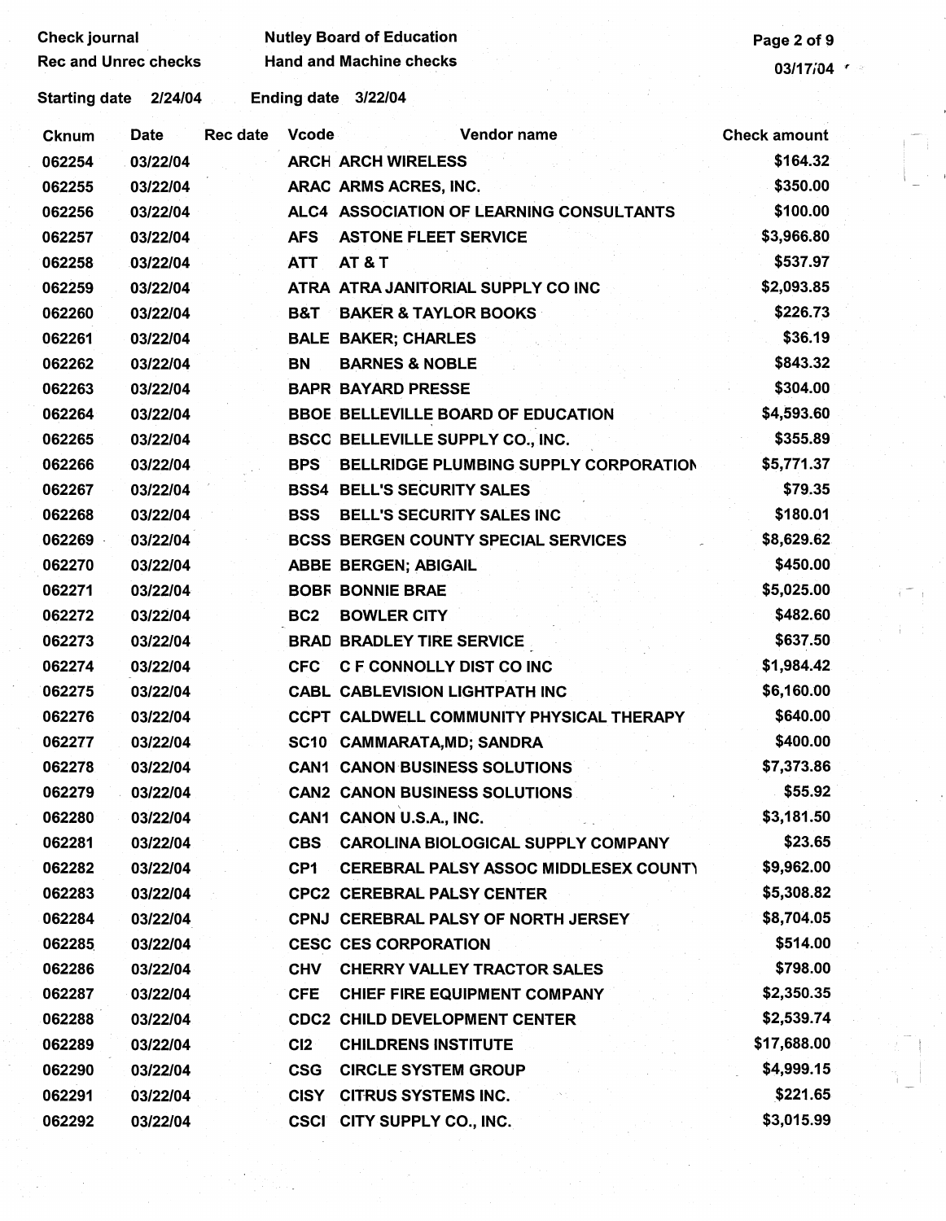Check journal — Nutley Board of Education
Rec and Unrec checks — Hand and Machine checks

03/17/04

Starting date 2/24/04 — Ending date 3/22/04

| Cknum | Date | Rec date | Vcode | Vendor name | Check amount |
|---|---|---|---|---|---|
| 062254 | 03/22/04 | | ARCH | ARCH WIRELESS | $164.32 |
| 062255 | 03/22/04 | | ARAC | ARMS ACRES, INC. | $350.00 |
| 062256 | 03/22/04 | | ALC4 | ASSOCIATION OF LEARNING CONSULTANTS | $100.00 |
| 062257 | 03/22/04 | | AFS | ASTONE FLEET SERVICE | $3,966.80 |
| 062258 | 03/22/04 | | ATT | AT & T | $537.97 |
| 062259 | 03/22/04 | | ATRA | ATRA JANITORIAL SUPPLY CO INC | $2,093.85 |
| 062260 | 03/22/04 | | B&T | BAKER & TAYLOR BOOKS | $226.73 |
| 062261 | 03/22/04 | | BALE | BAKER; CHARLES | $36.19 |
| 062262 | 03/22/04 | | BN | BARNES & NOBLE | $843.32 |
| 062263 | 03/22/04 | | BAPR | BAYARD PRESSE | $304.00 |
| 062264 | 03/22/04 | | BBOE | BELLEVILLE BOARD OF EDUCATION | $4,593.60 |
| 062265 | 03/22/04 | | BSCC | BELLEVILLE SUPPLY CO., INC. | $355.89 |
| 062266 | 03/22/04 | | BPS | BELLRIDGE PLUMBING SUPPLY CORPORATION | $5,771.37 |
| 062267 | 03/22/04 | | BSS4 | BELL'S SECURITY SALES | $79.35 |
| 062268 | 03/22/04 | | BSS | BELL'S SECURITY SALES INC | $180.01 |
| 062269 | 03/22/04 | | BCSS | BERGEN COUNTY SPECIAL SERVICES | $8,629.62 |
| 062270 | 03/22/04 | | ABBE | BERGEN; ABIGAIL | $450.00 |
| 062271 | 03/22/04 | | BOBR | BONNIE BRAE | $5,025.00 |
| 062272 | 03/22/04 | | BC2 | BOWLER CITY | $482.60 |
| 062273 | 03/22/04 | | BRAD | BRADLEY TIRE SERVICE | $637.50 |
| 062274 | 03/22/04 | | CFC | C F CONNOLLY DIST CO INC | $1,984.42 |
| 062275 | 03/22/04 | | CABL | CABLEVISION LIGHTPATH INC | $6,160.00 |
| 062276 | 03/22/04 | | CCPT | CALDWELL COMMUNITY PHYSICAL THERAPY | $640.00 |
| 062277 | 03/22/04 | | SC10 | CAMMARATA,MD; SANDRA | $400.00 |
| 062278 | 03/22/04 | | CAN1 | CANON BUSINESS SOLUTIONS | $7,373.86 |
| 062279 | 03/22/04 | | CAN2 | CANON BUSINESS SOLUTIONS | $55.92 |
| 062280 | 03/22/04 | | CAN1 | CANON U.S.A., INC. | $3,181.50 |
| 062281 | 03/22/04 | | CBS | CAROLINA BIOLOGICAL SUPPLY COMPANY | $23.65 |
| 062282 | 03/22/04 | | CP1 | CEREBRAL PALSY ASSOC MIDDLESEX COUNTY | $9,962.00 |
| 062283 | 03/22/04 | | CPC2 | CEREBRAL PALSY CENTER | $5,308.82 |
| 062284 | 03/22/04 | | CPNJ | CEREBRAL PALSY OF NORTH JERSEY | $8,704.05 |
| 062285 | 03/22/04 | | CESC | CES CORPORATION | $514.00 |
| 062286 | 03/22/04 | | CHV | CHERRY VALLEY TRACTOR SALES | $798.00 |
| 062287 | 03/22/04 | | CFE | CHIEF FIRE EQUIPMENT COMPANY | $2,350.35 |
| 062288 | 03/22/04 | | CDC2 | CHILD DEVELOPMENT CENTER | $2,539.74 |
| 062289 | 03/22/04 | | CI2 | CHILDRENS INSTITUTE | $17,688.00 |
| 062290 | 03/22/04 | | CSG | CIRCLE SYSTEM GROUP | $4,999.15 |
| 062291 | 03/22/04 | | CISY | CITRUS SYSTEMS INC. | $221.65 |
| 062292 | 03/22/04 | | CSCI | CITY SUPPLY CO., INC. | $3,015.99 |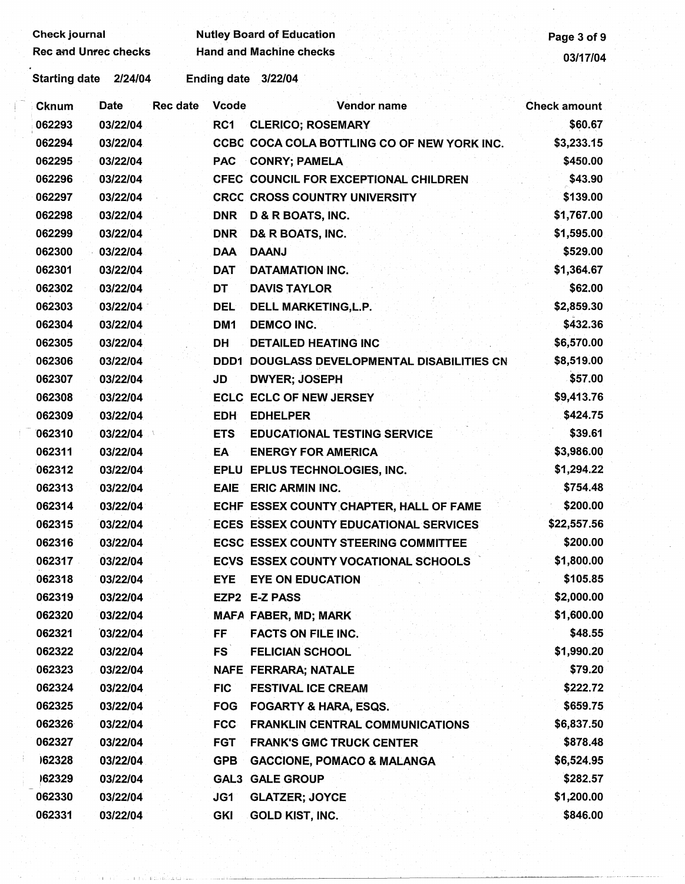Check journal
Rec and Unrec checks

Nutley Board of Education
Hand and Machine checks

03/17/04

Starting date 2/24/04 Ending date 3/22/04

| Cknum | Date | Rec date | Vcode | Vendor name | Check amount |
|---|---|---|---|---|---|
| 062293 | 03/22/04 | | RC1 | CLERICO; ROSEMARY | $60.67 |
| 062294 | 03/22/04 | | CCBC | COCA COLA BOTTLING CO OF NEW YORK INC. | $3,233.15 |
| 062295 | 03/22/04 | | PAC | CONRY; PAMELA | $450.00 |
| 062296 | 03/22/04 | | CFEC | COUNCIL FOR EXCEPTIONAL CHILDREN | $43.90 |
| 062297 | 03/22/04 | | CRCC | CROSS COUNTRY UNIVERSITY | $139.00 |
| 062298 | 03/22/04 | | DNR | D & R BOATS, INC. | $1,767.00 |
| 062299 | 03/22/04 | | DNR | D& R BOATS, INC. | $1,595.00 |
| 062300 | 03/22/04 | | DAA | DAANJ | $529.00 |
| 062301 | 03/22/04 | | DAT | DATAMATION INC. | $1,364.67 |
| 062302 | 03/22/04 | | DT | DAVIS TAYLOR | $62.00 |
| 062303 | 03/22/04 | | DEL | DELL MARKETING,L.P. | $2,859.30 |
| 062304 | 03/22/04 | | DM1 | DEMCO INC. | $432.36 |
| 062305 | 03/22/04 | | DH | DETAILED HEATING INC | $6,570.00 |
| 062306 | 03/22/04 | | DDD1 | DOUGLASS DEVELOPMENTAL DISABILITIES CN | $8,519.00 |
| 062307 | 03/22/04 | | JD | DWYER; JOSEPH | $57.00 |
| 062308 | 03/22/04 | | ECLC | ECLC OF NEW JERSEY | $9,413.76 |
| 062309 | 03/22/04 | | EDH | EDHELPER | $424.75 |
| 062310 | 03/22/04 | | ETS | EDUCATIONAL TESTING SERVICE | $39.61 |
| 062311 | 03/22/04 | | EA | ENERGY FOR AMERICA | $3,986.00 |
| 062312 | 03/22/04 | | EPLU | EPLUS TECHNOLOGIES, INC. | $1,294.22 |
| 062313 | 03/22/04 | | EAIE | ERIC ARMIN INC. | $754.48 |
| 062314 | 03/22/04 | | ECHF | ESSEX COUNTY CHAPTER, HALL OF FAME | $200.00 |
| 062315 | 03/22/04 | | ECES | ESSEX COUNTY EDUCATIONAL SERVICES | $22,557.56 |
| 062316 | 03/22/04 | | ECSC | ESSEX COUNTY STEERING COMMITTEE | $200.00 |
| 062317 | 03/22/04 | | ECVS | ESSEX COUNTY VOCATIONAL SCHOOLS | $1,800.00 |
| 062318 | 03/22/04 | | EYE | EYE ON EDUCATION | $105.85 |
| 062319 | 03/22/04 | | EZP2 | E-Z PASS | $2,000.00 |
| 062320 | 03/22/04 | | MAFA | FABER, MD; MARK | $1,600.00 |
| 062321 | 03/22/04 | | FF | FACTS ON FILE INC. | $48.55 |
| 062322 | 03/22/04 | | FS | FELICIAN SCHOOL | $1,990.20 |
| 062323 | 03/22/04 | | NAFE | FERRARA; NATALE | $79.20 |
| 062324 | 03/22/04 | | FIC | FESTIVAL ICE CREAM | $222.72 |
| 062325 | 03/22/04 | | FOG | FOGARTY & HARA, ESQS. | $659.75 |
| 062326 | 03/22/04 | | FCC | FRANKLIN CENTRAL COMMUNICATIONS | $6,837.50 |
| 062327 | 03/22/04 | | FGT | FRANK'S GMC TRUCK CENTER | $878.48 |
| 062328 | 03/22/04 | | GPB | GACCIONE, POMACO & MALANGA | $6,524.95 |
| 062329 | 03/22/04 | | GAL3 | GALE GROUP | $282.57 |
| 062330 | 03/22/04 | | JG1 | GLATZER; JOYCE | $1,200.00 |
| 062331 | 03/22/04 | | GKI | GOLD KIST, INC. | $846.00 |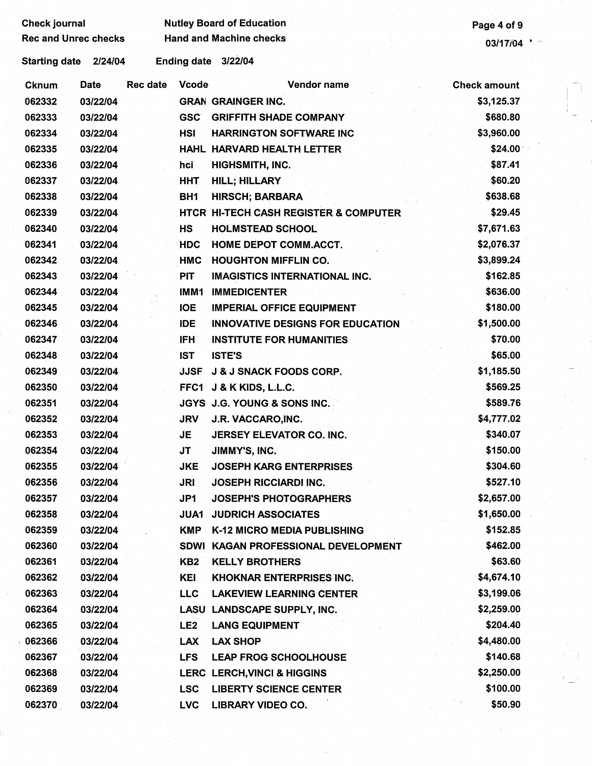Check journal
Rec and Unrec checks

Nutley Board of Education
Hand and Machine checks

03/17/04

Starting date 2/24/04 Ending date 3/22/04

| Cknum | Date | Rec date | Vcode | Vendor name | Check amount |
|---|---|---|---|---|---|
| 062332 | 03/22/04 | | GRAN | GRAINGER INC. | $3,125.37 |
| 062333 | 03/22/04 | | GSC | GRIFFITH SHADE COMPANY | $680.80 |
| 062334 | 03/22/04 | | HSI | HARRINGTON SOFTWARE INC | $3,960.00 |
| 062335 | 03/22/04 | | HAHL | HARVARD HEALTH LETTER | $24.00 |
| 062336 | 03/22/04 | | hci | HIGHSMITH, INC. | $87.41 |
| 062337 | 03/22/04 | | HHT | HILL; HILLARY | $60.20 |
| 062338 | 03/22/04 | | BH1 | HIRSCH; BARBARA | $638.68 |
| 062339 | 03/22/04 | | HTCR | HI-TECH CASH REGISTER & COMPUTER | $29.45 |
| 062340 | 03/22/04 | | HS | HOLMSTEAD SCHOOL | $7,671.63 |
| 062341 | 03/22/04 | | HDC | HOME DEPOT COMM.ACCT. | $2,076.37 |
| 062342 | 03/22/04 | | HMC | HOUGHTON MIFFLIN CO. | $3,899.24 |
| 062343 | 03/22/04 | | PIT | IMAGISTICS INTERNATIONAL INC. | $162.85 |
| 062344 | 03/22/04 | | IMM1 | IMMEDICENTER | $636.00 |
| 062345 | 03/22/04 | | IOE | IMPERIAL OFFICE EQUIPMENT | $180.00 |
| 062346 | 03/22/04 | | IDE | INNOVATIVE DESIGNS FOR EDUCATION | $1,500.00 |
| 062347 | 03/22/04 | | IFH | INSTITUTE FOR HUMANITIES | $70.00 |
| 062348 | 03/22/04 | | IST | ISTE'S | $65.00 |
| 062349 | 03/22/04 | | JJSF | J & J SNACK FOODS CORP. | $1,185.50 |
| 062350 | 03/22/04 | | FFC1 | J & K KIDS, L.L.C. | $569.25 |
| 062351 | 03/22/04 | | JGYS | J.G. YOUNG & SONS INC. | $589.76 |
| 062352 | 03/22/04 | | JRV | J.R. VACCARO,INC. | $4,777.02 |
| 062353 | 03/22/04 | | JE | JERSEY ELEVATOR CO. INC. | $340.07 |
| 062354 | 03/22/04 | | JT | JIMMY'S, INC. | $150.00 |
| 062355 | 03/22/04 | | JKE | JOSEPH KARG ENTERPRISES | $304.60 |
| 062356 | 03/22/04 | | JRI | JOSEPH RICCIARDI INC. | $527.10 |
| 062357 | 03/22/04 | | JP1 | JOSEPH'S PHOTOGRAPHERS | $2,657.00 |
| 062358 | 03/22/04 | | JUA1 | JUDRICH ASSOCIATES | $1,650.00 |
| 062359 | 03/22/04 | | KMP | K-12 MICRO MEDIA PUBLISHING | $152.85 |
| 062360 | 03/22/04 | | SDWI | KAGAN PROFESSIONAL DEVELOPMENT | $462.00 |
| 062361 | 03/22/04 | | KB2 | KELLY BROTHERS | $63.60 |
| 062362 | 03/22/04 | | KEI | KHOKNAR ENTERPRISES INC. | $4,674.10 |
| 062363 | 03/22/04 | | LLC | LAKEVIEW LEARNING CENTER | $3,199.06 |
| 062364 | 03/22/04 | | LASU | LANDSCAPE SUPPLY, INC. | $2,259.00 |
| 062365 | 03/22/04 | | LE2 | LANG EQUIPMENT | $204.40 |
| 062366 | 03/22/04 | | LAX | LAX SHOP | $4,480.00 |
| 062367 | 03/22/04 | | LFS | LEAP FROG SCHOOLHOUSE | $140.68 |
| 062368 | 03/22/04 | | LERC | LERCH,VINCI & HIGGINS | $2,250.00 |
| 062369 | 03/22/04 | | LSC | LIBERTY SCIENCE CENTER | $100.00 |
| 062370 | 03/22/04 | | LVC | LIBRARY VIDEO CO. | $50.90 |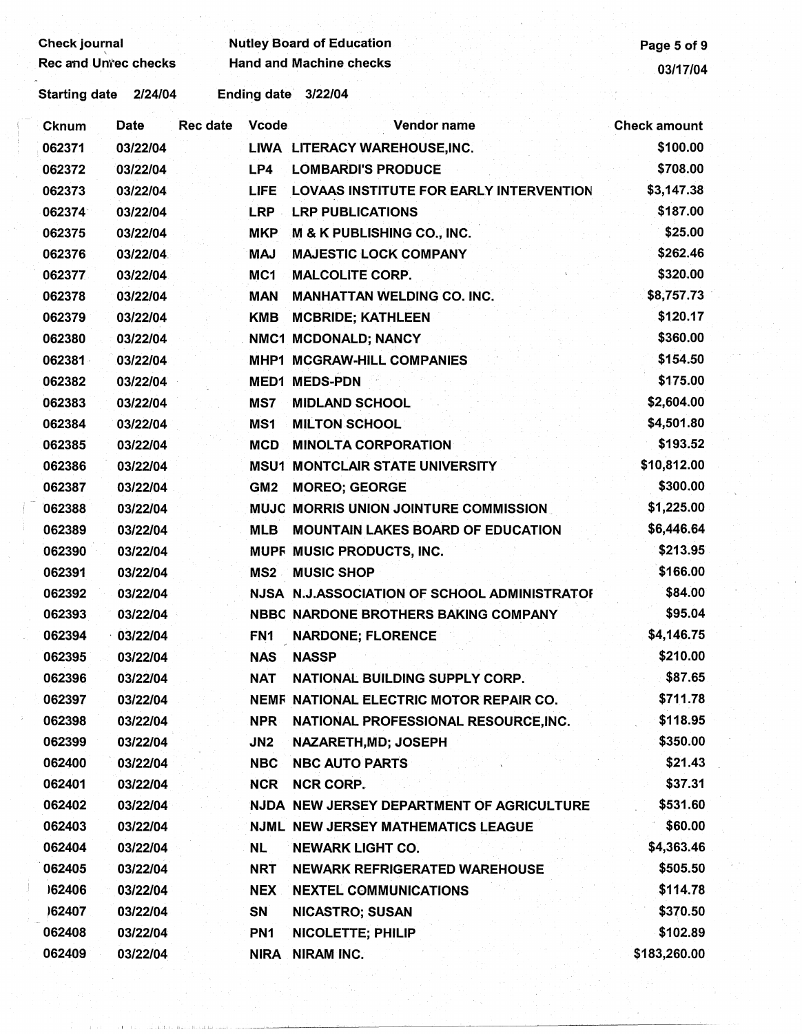Check journal | Nutley Board of Education
Rec and Unrec checks | Hand and Machine checks

03/17/04

Starting date 2/24/04 Ending date 3/22/04

| Cknum | Date | Rec date | Vcode | Vendor name | Check amount |
|---|---|---|---|---|---|
| 062371 | 03/22/04 | | LIWA | LITERACY WAREHOUSE,INC. | $100.00 |
| 062372 | 03/22/04 | | LP4 | LOMBARDI'S PRODUCE | $708.00 |
| 062373 | 03/22/04 | | LIFE | LOVAAS INSTITUTE FOR EARLY INTERVENTION | $3,147.38 |
| 062374 | 03/22/04 | | LRP | LRP PUBLICATIONS | $187.00 |
| 062375 | 03/22/04 | | MKP | M & K PUBLISHING CO., INC. | $25.00 |
| 062376 | 03/22/04 | | MAJ | MAJESTIC LOCK COMPANY | $262.46 |
| 062377 | 03/22/04 | | MC1 | MALCOLITE CORP. | $320.00 |
| 062378 | 03/22/04 | | MAN | MANHATTAN WELDING CO. INC. | $8,757.73 |
| 062379 | 03/22/04 | | KMB | MCBRIDE; KATHLEEN | $120.17 |
| 062380 | 03/22/04 | | NMC1 | MCDONALD; NANCY | $360.00 |
| 062381 | 03/22/04 | | MHP1 | MCGRAW-HILL COMPANIES | $154.50 |
| 062382 | 03/22/04 | | MED1 | MEDS-PDN | $175.00 |
| 062383 | 03/22/04 | | MS7 | MIDLAND SCHOOL | $2,604.00 |
| 062384 | 03/22/04 | | MS1 | MILTON SCHOOL | $4,501.80 |
| 062385 | 03/22/04 | | MCD | MINOLTA CORPORATION | $193.52 |
| 062386 | 03/22/04 | | MSU1 | MONTCLAIR STATE UNIVERSITY | $10,812.00 |
| 062387 | 03/22/04 | | GM2 | MOREO; GEORGE | $300.00 |
| 062388 | 03/22/04 | | MUJC | MORRIS UNION JOINTURE COMMISSION | $1,225.00 |
| 062389 | 03/22/04 | | MLB | MOUNTAIN LAKES BOARD OF EDUCATION | $6,446.64 |
| 062390 | 03/22/04 | | MUPF | MUSIC PRODUCTS, INC. | $213.95 |
| 062391 | 03/22/04 | | MS2 | MUSIC SHOP | $166.00 |
| 062392 | 03/22/04 | | NJSA | N.J.ASSOCIATION OF SCHOOL ADMINISTRATOI | $84.00 |
| 062393 | 03/22/04 | | NBBC | NARDONE BROTHERS BAKING COMPANY | $95.04 |
| 062394 | 03/22/04 | | FN1 | NARDONE; FLORENCE | $4,146.75 |
| 062395 | 03/22/04 | | NAS | NASSP | $210.00 |
| 062396 | 03/22/04 | | NAT | NATIONAL BUILDING SUPPLY CORP. | $87.65 |
| 062397 | 03/22/04 | | NEMF | NATIONAL ELECTRIC MOTOR REPAIR CO. | $711.78 |
| 062398 | 03/22/04 | | NPR | NATIONAL PROFESSIONAL RESOURCE,INC. | $118.95 |
| 062399 | 03/22/04 | | JN2 | NAZARETH,MD; JOSEPH | $350.00 |
| 062400 | 03/22/04 | | NBC | NBC AUTO PARTS | $21.43 |
| 062401 | 03/22/04 | | NCR | NCR CORP. | $37.31 |
| 062402 | 03/22/04 | | NJDA | NEW JERSEY DEPARTMENT OF AGRICULTURE | $531.60 |
| 062403 | 03/22/04 | | NJML | NEW JERSEY MATHEMATICS LEAGUE | $60.00 |
| 062404 | 03/22/04 | | NL | NEWARK LIGHT CO. | $4,363.46 |
| 062405 | 03/22/04 | | NRT | NEWARK REFRIGERATED WAREHOUSE | $505.50 |
| 062406 | 03/22/04 | | NEX | NEXTEL COMMUNICATIONS | $114.78 |
| 062407 | 03/22/04 | | SN | NICASTRO; SUSAN | $370.50 |
| 062408 | 03/22/04 | | PN1 | NICOLETTE; PHILIP | $102.89 |
| 062409 | 03/22/04 | | NIRA | NIRAM INC. | $183,260.00 |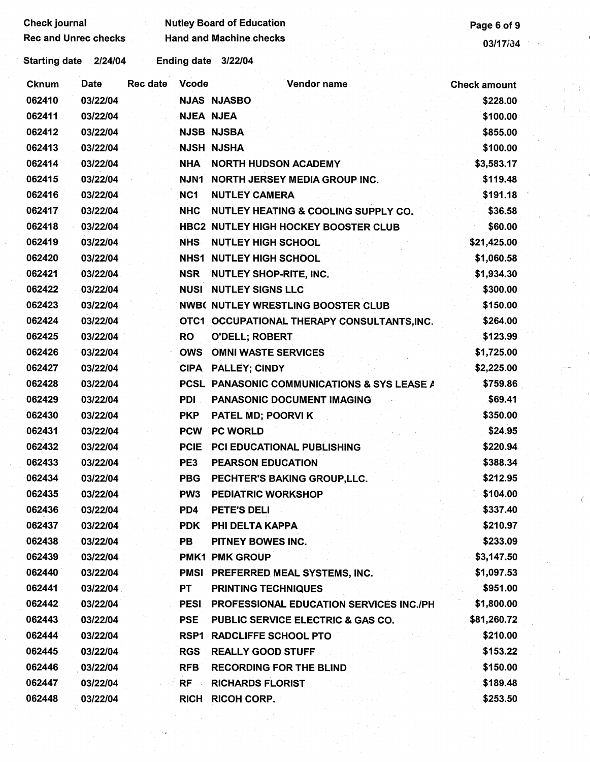Check journal
Rec and Unrec checks

Nutley Board of Education
Hand and Machine checks

03/17/04

Starting date 2/24/04 Ending date 3/22/04

| Cknum | Date | Rec date | Vcode | Vendor name | Check amount |
|---|---|---|---|---|---|
| 062410 | 03/22/04 | | NJAS | NJASBO | $228.00 |
| 062411 | 03/22/04 | | NJEA | NJEA | $100.00 |
| 062412 | 03/22/04 | | NJSB | NJSBA | $855.00 |
| 062413 | 03/22/04 | | NJSH | NJSHA | $100.00 |
| 062414 | 03/22/04 | | NHA | NORTH HUDSON ACADEMY | $3,583.17 |
| 062415 | 03/22/04 | | NJN1 | NORTH JERSEY MEDIA GROUP INC. | $119.48 |
| 062416 | 03/22/04 | | NC1 | NUTLEY CAMERA | $191.18 |
| 062417 | 03/22/04 | | NHC | NUTLEY HEATING & COOLING SUPPLY CO. | $36.58 |
| 062418 | 03/22/04 | | HBC2 | NUTLEY HIGH HOCKEY BOOSTER CLUB | $60.00 |
| 062419 | 03/22/04 | | NHS | NUTLEY HIGH SCHOOL | $21,425.00 |
| 062420 | 03/22/04 | | NHS1 | NUTLEY HIGH SCHOOL | $1,060.58 |
| 062421 | 03/22/04 | | NSR | NUTLEY SHOP-RITE, INC. | $1,934.30 |
| 062422 | 03/22/04 | | NUSI | NUTLEY SIGNS LLC | $300.00 |
| 062423 | 03/22/04 | | NWB( | NUTLEY WRESTLING BOOSTER CLUB | $150.00 |
| 062424 | 03/22/04 | | OTC1 | OCCUPATIONAL THERAPY CONSULTANTS,INC. | $264.00 |
| 062425 | 03/22/04 | | RO | O'DELL; ROBERT | $123.99 |
| 062426 | 03/22/04 | | OWS | OMNI WASTE SERVICES | $1,725.00 |
| 062427 | 03/22/04 | | CIPA | PALLEY; CINDY | $2,225.00 |
| 062428 | 03/22/04 | | PCSL | PANASONIC COMMUNICATIONS & SYS LEASE A | $759.86 |
| 062429 | 03/22/04 | | PDI | PANASONIC DOCUMENT IMAGING | $69.41 |
| 062430 | 03/22/04 | | PKP | PATEL MD; POORVI K | $350.00 |
| 062431 | 03/22/04 | | PCW | PC WORLD | $24.95 |
| 062432 | 03/22/04 | | PCIE | PCI EDUCATIONAL PUBLISHING | $220.94 |
| 062433 | 03/22/04 | | PE3 | PEARSON EDUCATION | $388.34 |
| 062434 | 03/22/04 | | PBG | PECHTER'S BAKING GROUP,LLC. | $212.95 |
| 062435 | 03/22/04 | | PW3 | PEDIATRIC WORKSHOP | $104.00 |
| 062436 | 03/22/04 | | PD4 | PETE'S DELI | $337.40 |
| 062437 | 03/22/04 | | PDK | PHI DELTA KAPPA | $210.97 |
| 062438 | 03/22/04 | | PB | PITNEY BOWES INC. | $233.09 |
| 062439 | 03/22/04 | | PMK1 | PMK GROUP | $3,147.50 |
| 062440 | 03/22/04 | | PMSI | PREFERRED MEAL SYSTEMS, INC. | $1,097.53 |
| 062441 | 03/22/04 | | PT | PRINTING TECHNIQUES | $951.00 |
| 062442 | 03/22/04 | | PESI | PROFESSIONAL EDUCATION SERVICES INC./PH | $1,800.00 |
| 062443 | 03/22/04 | | PSE | PUBLIC SERVICE ELECTRIC & GAS CO. | $81,260.72 |
| 062444 | 03/22/04 | | RSP1 | RADCLIFFE SCHOOL PTO | $210.00 |
| 062445 | 03/22/04 | | RGS | REALLY GOOD STUFF | $153.22 |
| 062446 | 03/22/04 | | RFB | RECORDING FOR THE BLIND | $150.00 |
| 062447 | 03/22/04 | | RF | RICHARDS FLORIST | $189.48 |
| 062448 | 03/22/04 | | RICH | RICOH CORP. | $253.50 |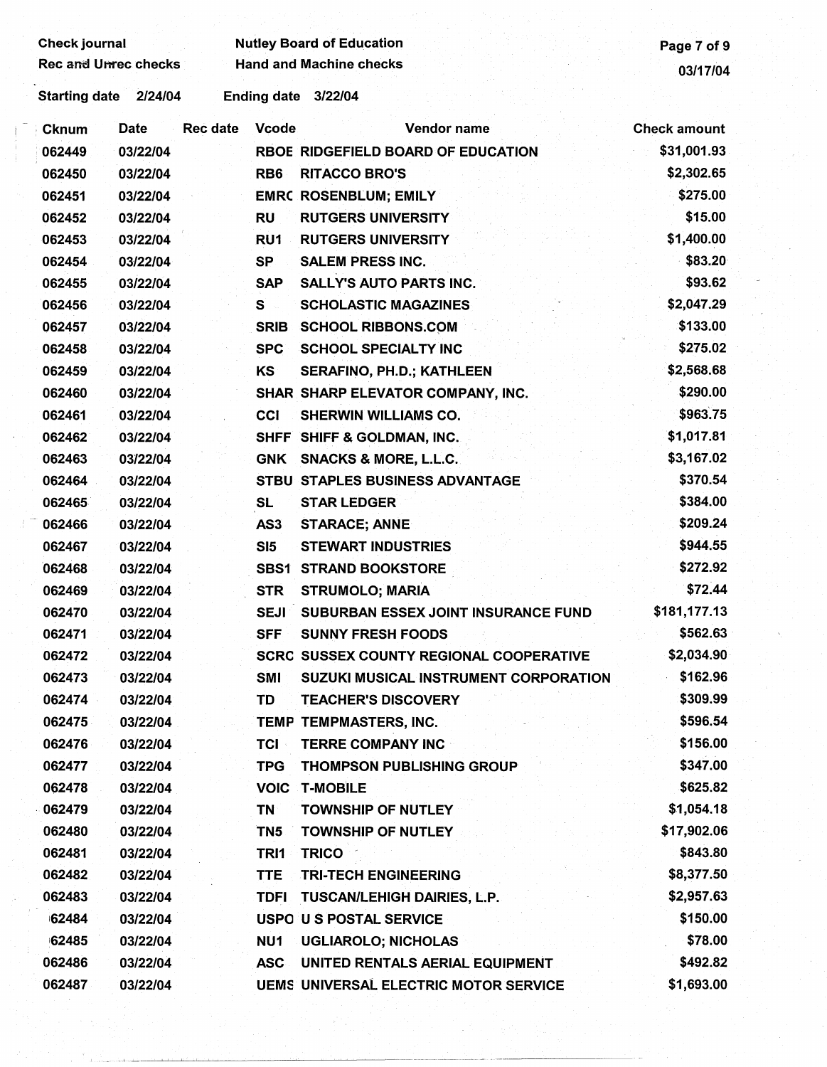Check journal
Rec and Unrec checks

Nutley Board of Education
Hand and Machine checks

03/17/04

Starting date 2/24/04 Ending date 3/22/04

| Cknum | Date | Rec date | Vcode | Vendor name | Check amount |
|---|---|---|---|---|---|
| 062449 | 03/22/04 | | RBOE | RIDGEFIELD BOARD OF EDUCATION | $31,001.93 |
| 062450 | 03/22/04 | | RB6 | RITACCO BRO'S | $2,302.65 |
| 062451 | 03/22/04 | | EMRC | ROSENBLUM; EMILY | $275.00 |
| 062452 | 03/22/04 | | RU | RUTGERS UNIVERSITY | $15.00 |
| 062453 | 03/22/04 | | RU1 | RUTGERS UNIVERSITY | $1,400.00 |
| 062454 | 03/22/04 | | SP | SALEM PRESS INC. | $83.20 |
| 062455 | 03/22/04 | | SAP | SALLY'S AUTO PARTS INC. | $93.62 |
| 062456 | 03/22/04 | | S | SCHOLASTIC MAGAZINES | $2,047.29 |
| 062457 | 03/22/04 | | SRIB | SCHOOL RIBBONS.COM | $133.00 |
| 062458 | 03/22/04 | | SPC | SCHOOL SPECIALTY INC | $275.02 |
| 062459 | 03/22/04 | | KS | SERAFINO, PH.D.; KATHLEEN | $2,568.68 |
| 062460 | 03/22/04 | | SHAR | SHARP ELEVATOR COMPANY, INC. | $290.00 |
| 062461 | 03/22/04 | | CCI | SHERWIN WILLIAMS CO. | $963.75 |
| 062462 | 03/22/04 | | SHFF | SHIFF & GOLDMAN, INC. | $1,017.81 |
| 062463 | 03/22/04 | | GNK | SNACKS & MORE, L.L.C. | $3,167.02 |
| 062464 | 03/22/04 | | STBU | STAPLES BUSINESS ADVANTAGE | $370.54 |
| 062465 | 03/22/04 | | SL | STAR LEDGER | $384.00 |
| 062466 | 03/22/04 | | AS3 | STARACE; ANNE | $209.24 |
| 062467 | 03/22/04 | | SI5 | STEWART INDUSTRIES | $944.55 |
| 062468 | 03/22/04 | | SBS1 | STRAND BOOKSTORE | $272.92 |
| 062469 | 03/22/04 | | STR | STRUMOLO; MARIA | $72.44 |
| 062470 | 03/22/04 | | SEJI | SUBURBAN ESSEX JOINT INSURANCE FUND | $181,177.13 |
| 062471 | 03/22/04 | | SFF | SUNNY FRESH FOODS | $562.63 |
| 062472 | 03/22/04 | | SCRC | SUSSEX COUNTY REGIONAL COOPERATIVE | $2,034.90 |
| 062473 | 03/22/04 | | SMI | SUZUKI MUSICAL INSTRUMENT CORPORATION | $162.96 |
| 062474 | 03/22/04 | | TD | TEACHER'S DISCOVERY | $309.99 |
| 062475 | 03/22/04 | | TEMP | TEMPMASTERS, INC. | $596.54 |
| 062476 | 03/22/04 | | TCI | TERRE COMPANY INC | $156.00 |
| 062477 | 03/22/04 | | TPG | THOMPSON PUBLISHING GROUP | $347.00 |
| 062478 | 03/22/04 | | VOIC | T-MOBILE | $625.82 |
| 062479 | 03/22/04 | | TN | TOWNSHIP OF NUTLEY | $1,054.18 |
| 062480 | 03/22/04 | | TN5 | TOWNSHIP OF NUTLEY | $17,902.06 |
| 062481 | 03/22/04 | | TRI1 | TRICO | $843.80 |
| 062482 | 03/22/04 | | TTE | TRI-TECH ENGINEERING | $8,377.50 |
| 062483 | 03/22/04 | | TDFI | TUSCAN/LEHIGH DAIRIES, L.P. | $2,957.63 |
| 062484 | 03/22/04 | | USPO | U S POSTAL SERVICE | $150.00 |
| 062485 | 03/22/04 | | NU1 | UGLIAROLO; NICHOLAS | $78.00 |
| 062486 | 03/22/04 | | ASC | UNITED RENTALS AERIAL EQUIPMENT | $492.82 |
| 062487 | 03/22/04 | | UEMS | UNIVERSAL ELECTRIC MOTOR SERVICE | $1,693.00 |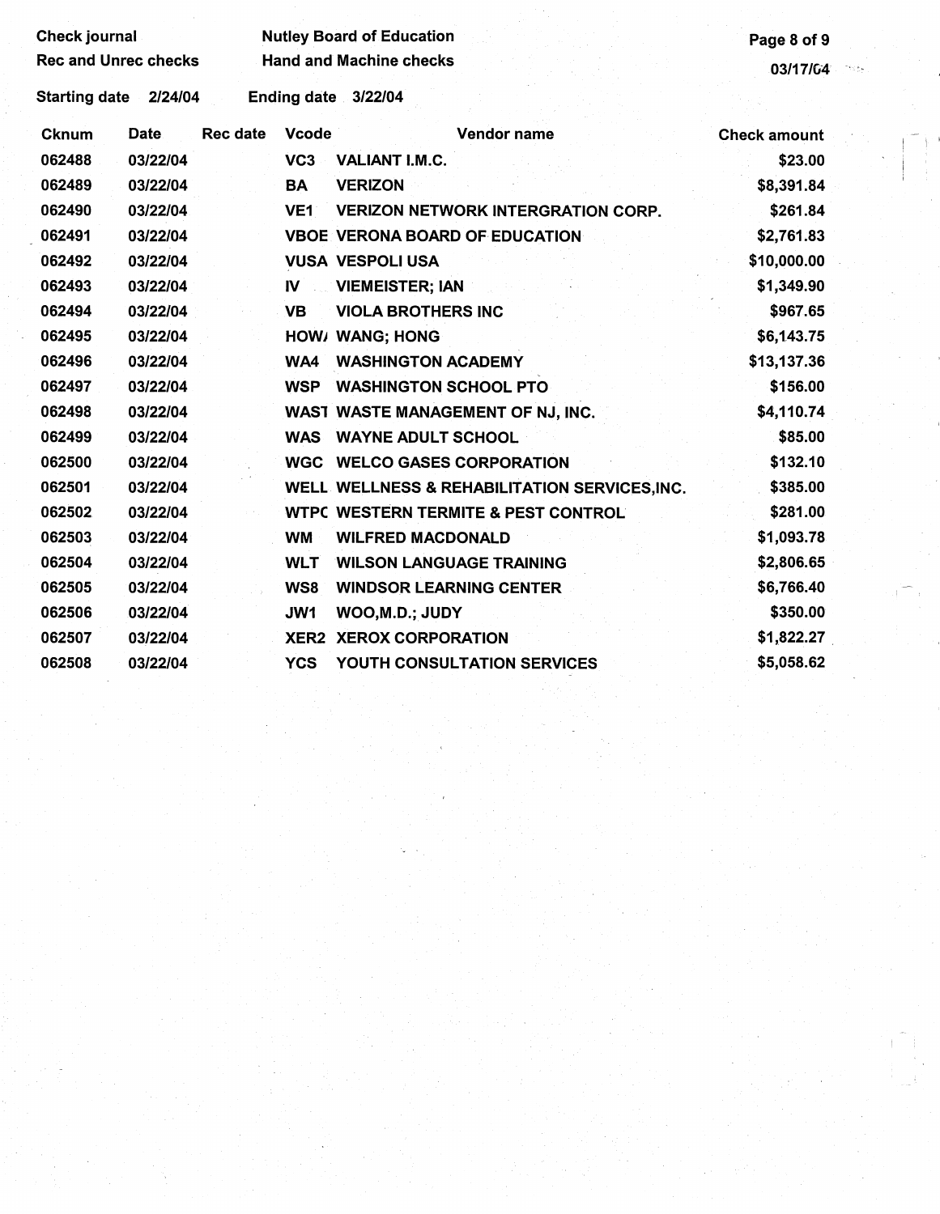Check journal
Rec and Unrec checks

Nutley Board of Education
Hand and Machine checks

03/17/04

Starting date 2/24/04 Ending date 3/22/04

| Cknum | Date | Rec date | Vcode | Vendor name | Check amount |
|---|---|---|---|---|---|
| 062488 | 03/22/04 | | VC3 | VALIANT I.M.C. | $23.00 |
| 062489 | 03/22/04 | | BA | VERIZON | $8,391.84 |
| 062490 | 03/22/04 | | VE1 | VERIZON NETWORK INTERGRATION CORP. | $261.84 |
| 062491 | 03/22/04 | | VBOE | VERONA BOARD OF EDUCATION | $2,761.83 |
| 062492 | 03/22/04 | | VUSA | VESPOLI USA | $10,000.00 |
| 062493 | 03/22/04 | | IV | VIEMEISTER; IAN | $1,349.90 |
| 062494 | 03/22/04 | | VB | VIOLA BROTHERS INC | $967.65 |
| 062495 | 03/22/04 | | HOW/ | WANG; HONG | $6,143.75 |
| 062496 | 03/22/04 | | WA4 | WASHINGTON ACADEMY | $13,137.36 |
| 062497 | 03/22/04 | | WSP | WASHINGTON SCHOOL PTO | $156.00 |
| 062498 | 03/22/04 | | WAST | WASTE MANAGEMENT OF NJ, INC. | $4,110.74 |
| 062499 | 03/22/04 | | WAS | WAYNE ADULT SCHOOL | $85.00 |
| 062500 | 03/22/04 | | WGC | WELCO GASES CORPORATION | $132.10 |
| 062501 | 03/22/04 | | WELL | WELLNESS & REHABILITATION SERVICES,INC. | $385.00 |
| 062502 | 03/22/04 | | WTPC | WESTERN TERMITE & PEST CONTROL | $281.00 |
| 062503 | 03/22/04 | | WM | WILFRED MACDONALD | $1,093.78 |
| 062504 | 03/22/04 | | WLT | WILSON LANGUAGE TRAINING | $2,806.65 |
| 062505 | 03/22/04 | | WS8 | WINDSOR LEARNING CENTER | $6,766.40 |
| 062506 | 03/22/04 | | JW1 | WOO,M.D.; JUDY | $350.00 |
| 062507 | 03/22/04 | | XER2 | XEROX CORPORATION | $1,822.27 |
| 062508 | 03/22/04 | | YCS | YOUTH CONSULTATION SERVICES | $5,058.62 |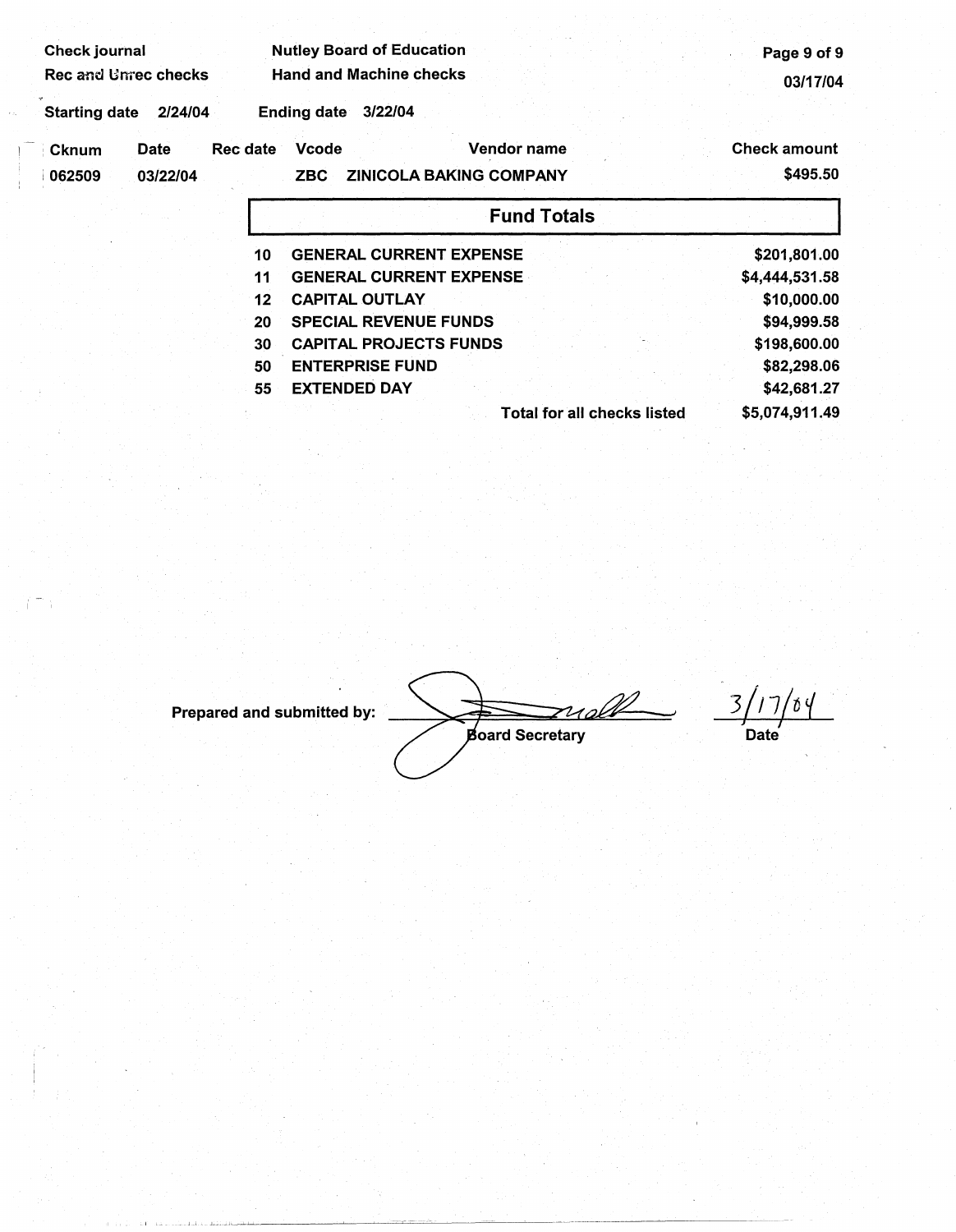Check journal
Rec and Unrec checks

**Nutley Board of Education**
**Hand and Machine checks**

03/17/04

Starting date 2/24/04 Ending date 3/22/04

| Cknum | Date | Rec date | Vcode | Vendor name | Check amount |
|---|---|---|---|---|---|
| 062509 | 03/22/04 | | ZBC | ZINICOLA BAKING COMPANY | $495.50 |

## Fund Totals

| | | |
|---|---|---|
| 10 | GENERAL CURRENT EXPENSE | $201,801.00 |
| 11 | GENERAL CURRENT EXPENSE | $4,444,531.58 |
| 12 | CAPITAL OUTLAY | $10,000.00 |
| 20 | SPECIAL REVENUE FUNDS | $94,999.58 |
| 30 | CAPITAL PROJECTS FUNDS | $198,600.00 |
| 50 | ENTERPRISE FUND | $82,298.06 |
| 55 | EXTENDED DAY | $42,681.27 |
| | Total for all checks listed | $5,074,911.49 |

Prepared and submitted by: ______________________ Board Secretary 3/17/04 Date